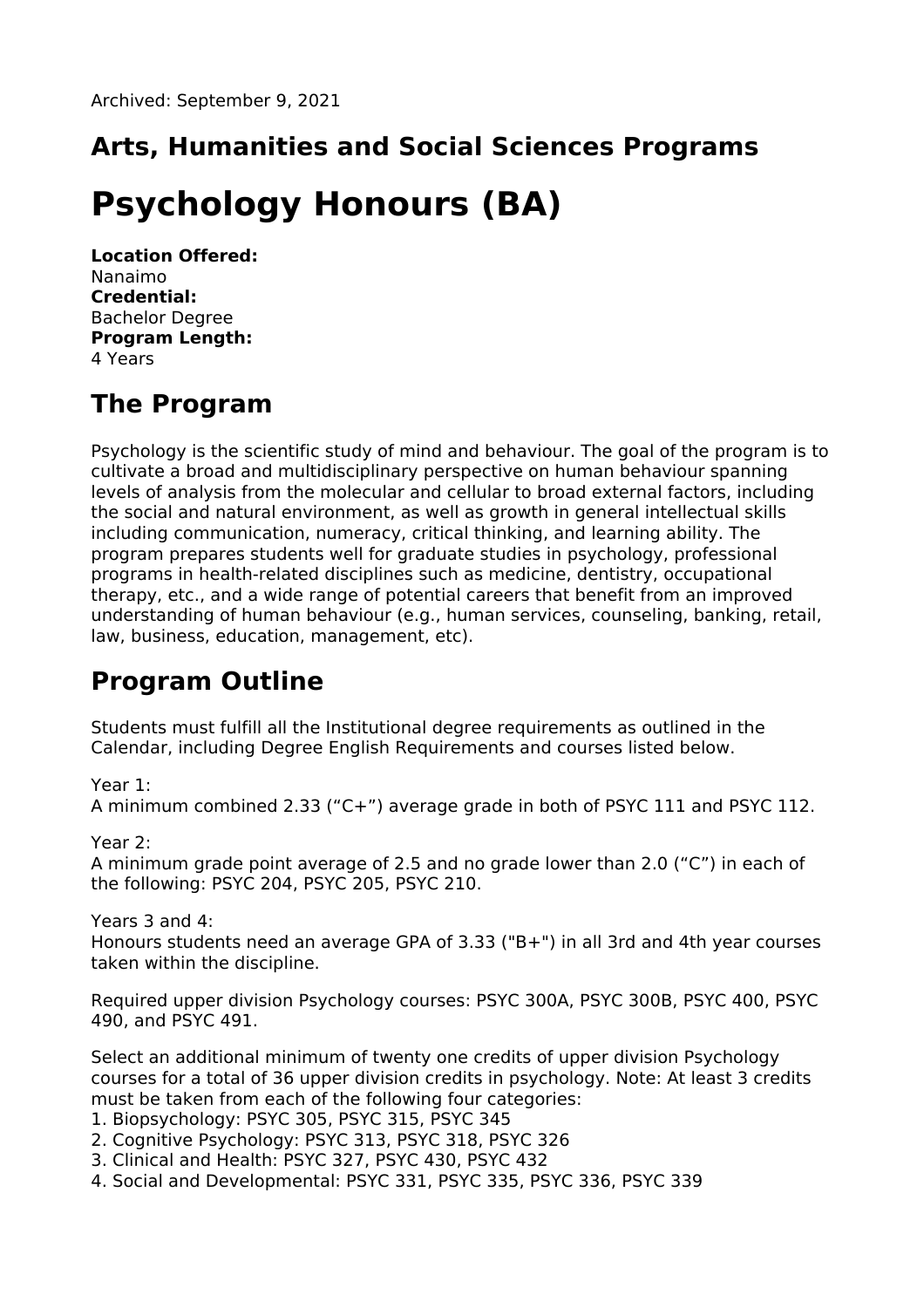Archived: September 9, 2021

## Arts, Humanities and Social Sciences Programs

# Psychology Honours (BA)

**Location Offered:**
Nanaimo
**Credential:**
Bachelor Degree
**Program Length:**
4 Years

## The Program

Psychology is the scientific study of mind and behaviour. The goal of the program is to cultivate a broad and multidisciplinary perspective on human behaviour spanning levels of analysis from the molecular and cellular to broad external factors, including the social and natural environment, as well as growth in general intellectual skills including communication, numeracy, critical thinking, and learning ability. The program prepares students well for graduate studies in psychology, professional programs in health-related disciplines such as medicine, dentistry, occupational therapy, etc., and a wide range of potential careers that benefit from an improved understanding of human behaviour (e.g., human services, counseling, banking, retail, law, business, education, management, etc).

## Program Outline

Students must fulfill all the Institutional degree requirements as outlined in the Calendar, including Degree English Requirements and courses listed below.

Year 1:
A minimum combined 2.33 ("C+") average grade in both of PSYC 111 and PSYC 112.

Year 2:
A minimum grade point average of 2.5 and no grade lower than 2.0 ("C") in each of the following: PSYC 204, PSYC 205, PSYC 210.

Years 3 and 4:
Honours students need an average GPA of 3.33 ("B+") in all 3rd and 4th year courses taken within the discipline.

Required upper division Psychology courses: PSYC 300A, PSYC 300B, PSYC 400, PSYC 490, and PSYC 491.

Select an additional minimum of twenty one credits of upper division Psychology courses for a total of 36 upper division credits in psychology. Note: At least 3 credits must be taken from each of the following four categories:

1. Biopsychology: PSYC 305, PSYC 315, PSYC 345
2. Cognitive Psychology: PSYC 313, PSYC 318, PSYC 326
3. Clinical and Health: PSYC 327, PSYC 430, PSYC 432
4. Social and Developmental: PSYC 331, PSYC 335, PSYC 336, PSYC 339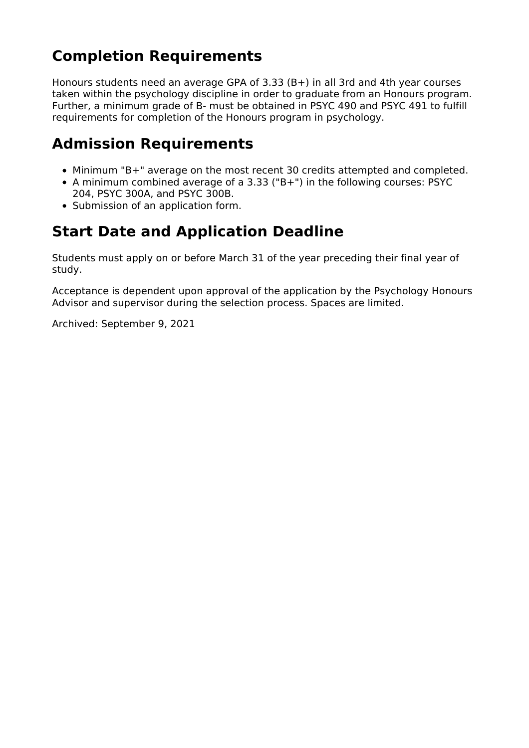## Completion Requirements

Honours students need an average GPA of 3.33 (B+) in all 3rd and 4th year courses taken within the psychology discipline in order to graduate from an Honours program. Further, a minimum grade of B- must be obtained in PSYC 490 and PSYC 491 to fulfill requirements for completion of the Honours program in psychology.

## Admission Requirements

- Minimum "B+" average on the most recent 30 credits attempted and completed.
- A minimum combined average of a 3.33 ("B+") in the following courses: PSYC 204, PSYC 300A, and PSYC 300B.
- Submission of an application form.

## Start Date and Application Deadline

Students must apply on or before March 31 of the year preceding their final year of study.

Acceptance is dependent upon approval of the application by the Psychology Honours Advisor and supervisor during the selection process. Spaces are limited.

Archived: September 9, 2021